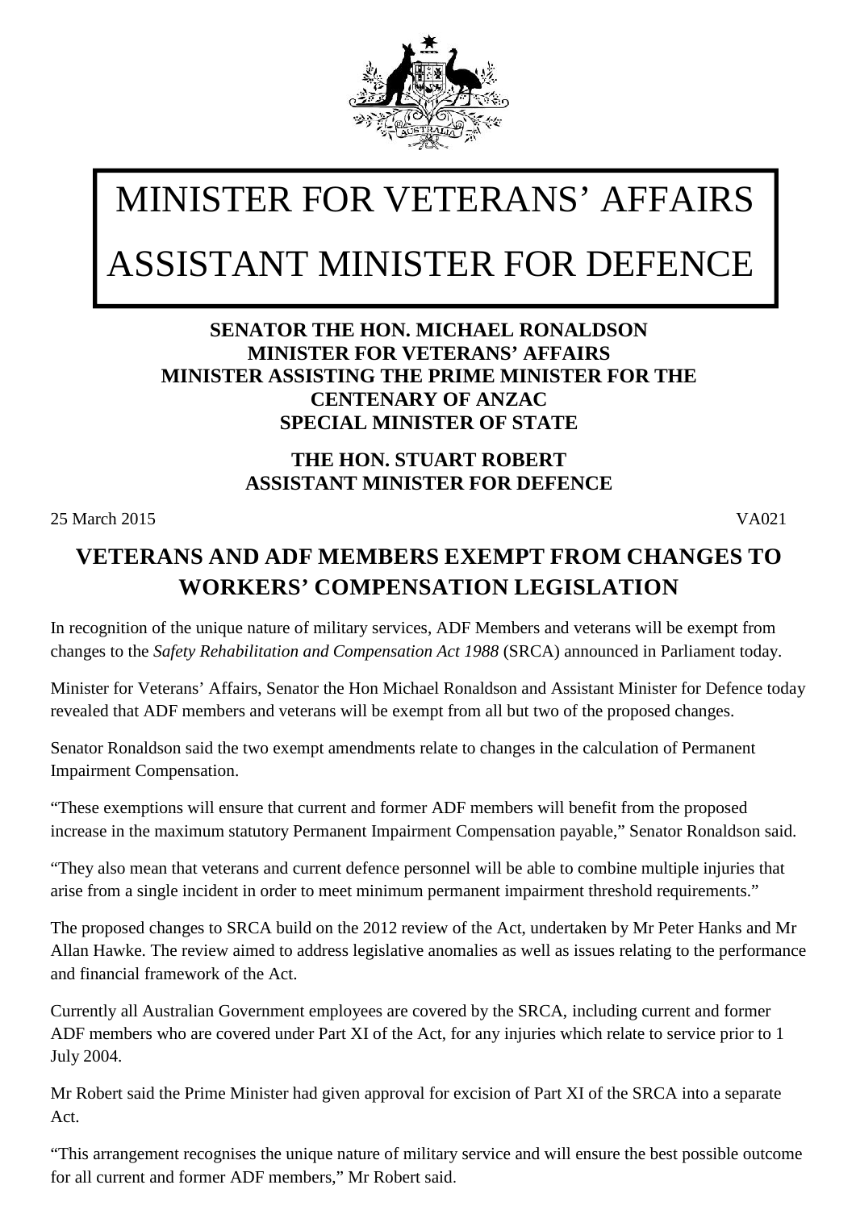# MINISTER FOR VETERANS' AFFAIRS
# ASSISTANT MINISTER FOR DEFENCE

**SENATOR THE HON. MICHAEL RONALDSON**
**MINISTER FOR VETERANS' AFFAIRS**
**MINISTER ASSISTING THE PRIME MINISTER FOR THE CENTENARY OF ANZAC**
**SPECIAL MINISTER OF STATE**

**THE HON. STUART ROBERT**
**ASSISTANT MINISTER FOR DEFENCE**

25 March 2015 VA021

## VETERANS AND ADF MEMBERS EXEMPT FROM CHANGES TO WORKERS' COMPENSATION LEGISLATION

In recognition of the unique nature of military services, ADF Members and veterans will be exempt from changes to the *Safety Rehabilitation and Compensation Act 1988* (SRCA) announced in Parliament today.

Minister for Veterans' Affairs, Senator the Hon Michael Ronaldson and Assistant Minister for Defence today revealed that ADF members and veterans will be exempt from all but two of the proposed changes.

Senator Ronaldson said the two exempt amendments relate to changes in the calculation of Permanent Impairment Compensation.

"These exemptions will ensure that current and former ADF members will benefit from the proposed increase in the maximum statutory Permanent Impairment Compensation payable," Senator Ronaldson said.

"They also mean that veterans and current defence personnel will be able to combine multiple injuries that arise from a single incident in order to meet minimum permanent impairment threshold requirements."

The proposed changes to SRCA build on the 2012 review of the Act, undertaken by Mr Peter Hanks and Mr Allan Hawke. The review aimed to address legislative anomalies as well as issues relating to the performance and financial framework of the Act.

Currently all Australian Government employees are covered by the SRCA, including current and former ADF members who are covered under Part XI of the Act, for any injuries which relate to service prior to 1 July 2004.

Mr Robert said the Prime Minister had given approval for excision of Part XI of the SRCA into a separate Act.

"This arrangement recognises the unique nature of military service and will ensure the best possible outcome for all current and former ADF members," Mr Robert said.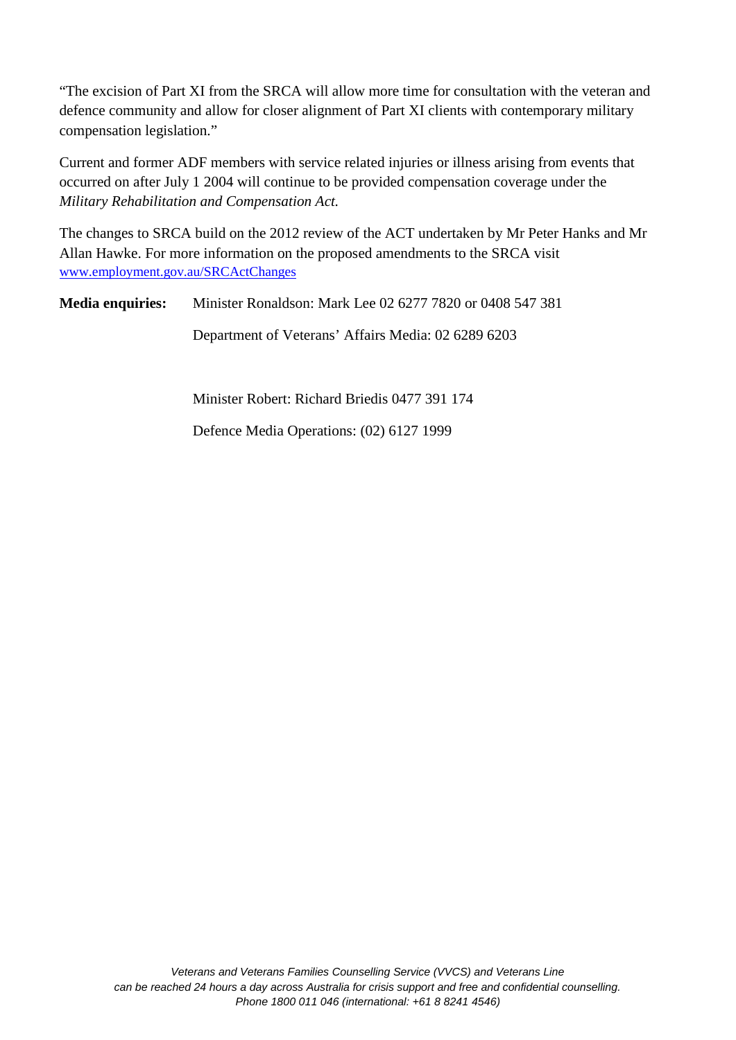"The excision of Part XI from the SRCA will allow more time for consultation with the veteran and defence community and allow for closer alignment of Part XI clients with contemporary military compensation legislation."

Current and former ADF members with service related injuries or illness arising from events that occurred on after July 1 2004 will continue to be provided compensation coverage under the *Military Rehabilitation and Compensation Act.*

The changes to SRCA build on the 2012 review of the ACT undertaken by Mr Peter Hanks and Mr Allan Hawke. For more information on the proposed amendments to the SRCA visit [www.employment.gov.au/SRCActChanges](http://www.employment.gov.au/SRCActChanges)

**Media enquiries:** Minister Ronaldson: Mark Lee 02 6277 7820 or 0408 547 381

Department of Veterans' Affairs Media: 02 6289 6203

Minister Robert: Richard Briedis 0477 391 174

Defence Media Operations: (02) 6127 1999

*Veterans and Veterans Families Counselling Service (VVCS) and Veterans Line can be reached 24 hours a day across Australia for crisis support and free and confidential counselling. Phone 1800 011 046 (international: +61 8 8241 4546)*